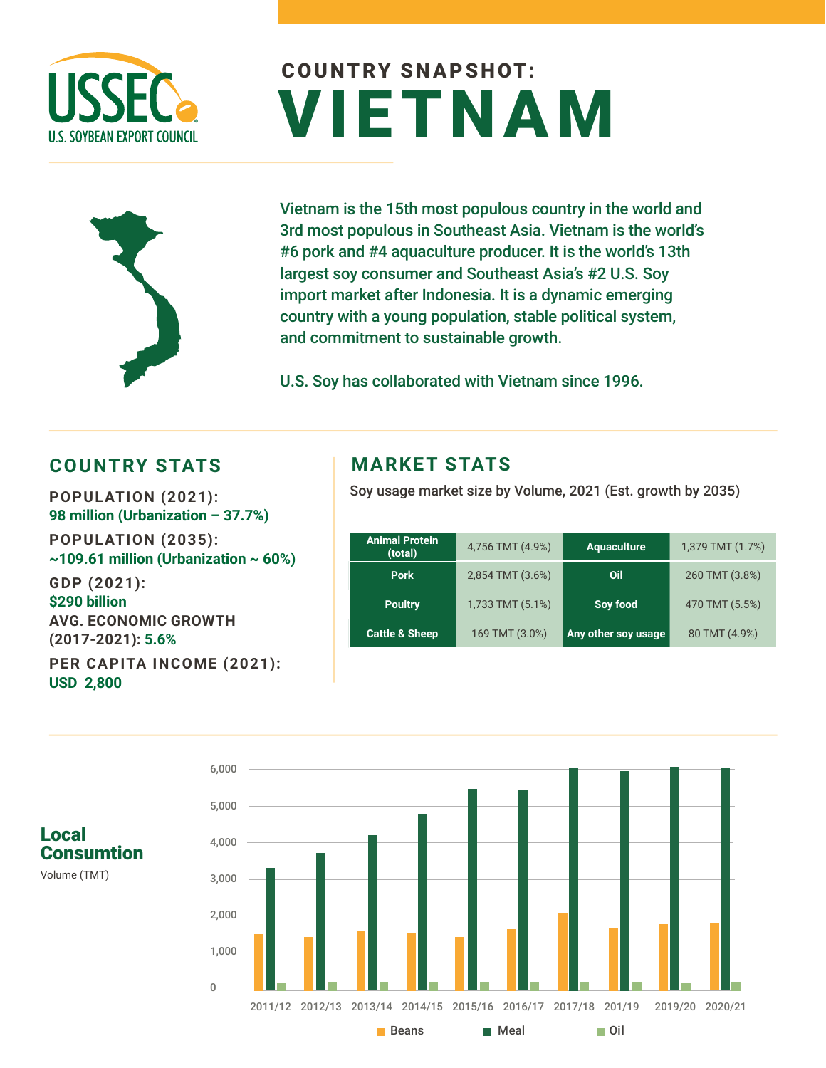# COUNTRY SNAPSHOT: VIETNAM

USSEC U.S. SOYBEAN EXPORT COUNCIL

Vietnam is the 15th most populous country in the world and 3rd most populous in Southeast Asia. Vietnam is the world's #6 pork and #4 aquaculture producer. It is the world's 13th largest soy consumer and Southeast Asia's #2 U.S. Soy import market after Indonesia. It is a dynamic emerging country with a young population, stable political system, and commitment to sustainable growth.

U.S. Soy has collaborated with Vietnam since 1996.

## COUNTRY STATS

**POPULATION (2021):**
98 million (Urbanization – 37.7%)

**POPULATION (2035):**
~109.61 million (Urbanization ~ 60%)

**GDP (2021):**
$290 billion

**AVG. ECONOMIC GROWTH (2017-2021):** 5.6%

**PER CAPITA INCOME (2021):**
USD 2,800

## MARKET STATS

Soy usage market size by Volume, 2021 (Est. growth by 2035)

| Animal Protein (total) | 4,756 TMT (4.9%) | Aquaculture | 1,379 TMT (1.7%) |
|---|---|---|---|
| Pork | 2,854 TMT (3.6%) | Oil | 260 TMT (3.8%) |
| Poultry | 1,733 TMT (5.1%) | Soy food | 470 TMT (5.5%) |
| Cattle & Sheep | 169 TMT (3.0%) | Any other soy usage | 80 TMT (4.9%) |

## Local Consumtion

Volume (TMT)

| Year | Beans | Meal | Oil |
|---|---|---|---|
| 2011/12 | ~1,500 | ~3,300 | ~200 |
| 2012/13 | ~1,450 | ~3,700 | ~220 |
| 2013/14 | ~1,600 | ~4,200 | ~230 |
| 2014/15 | ~1,550 | ~4,800 | ~230 |
| 2015/16 | ~1,450 | ~5,450 | ~230 |
| 2016/17 | ~1,650 | ~5,450 | ~230 |
| 2017/18 | ~2,100 | ~6,000 | ~230 |
| 201/19 | ~1,700 | ~5,950 | ~230 |
| 2019/20 | ~1,800 | ~6,050 | ~210 |
| 2020/21 | ~1,850 | ~6,050 | ~230 |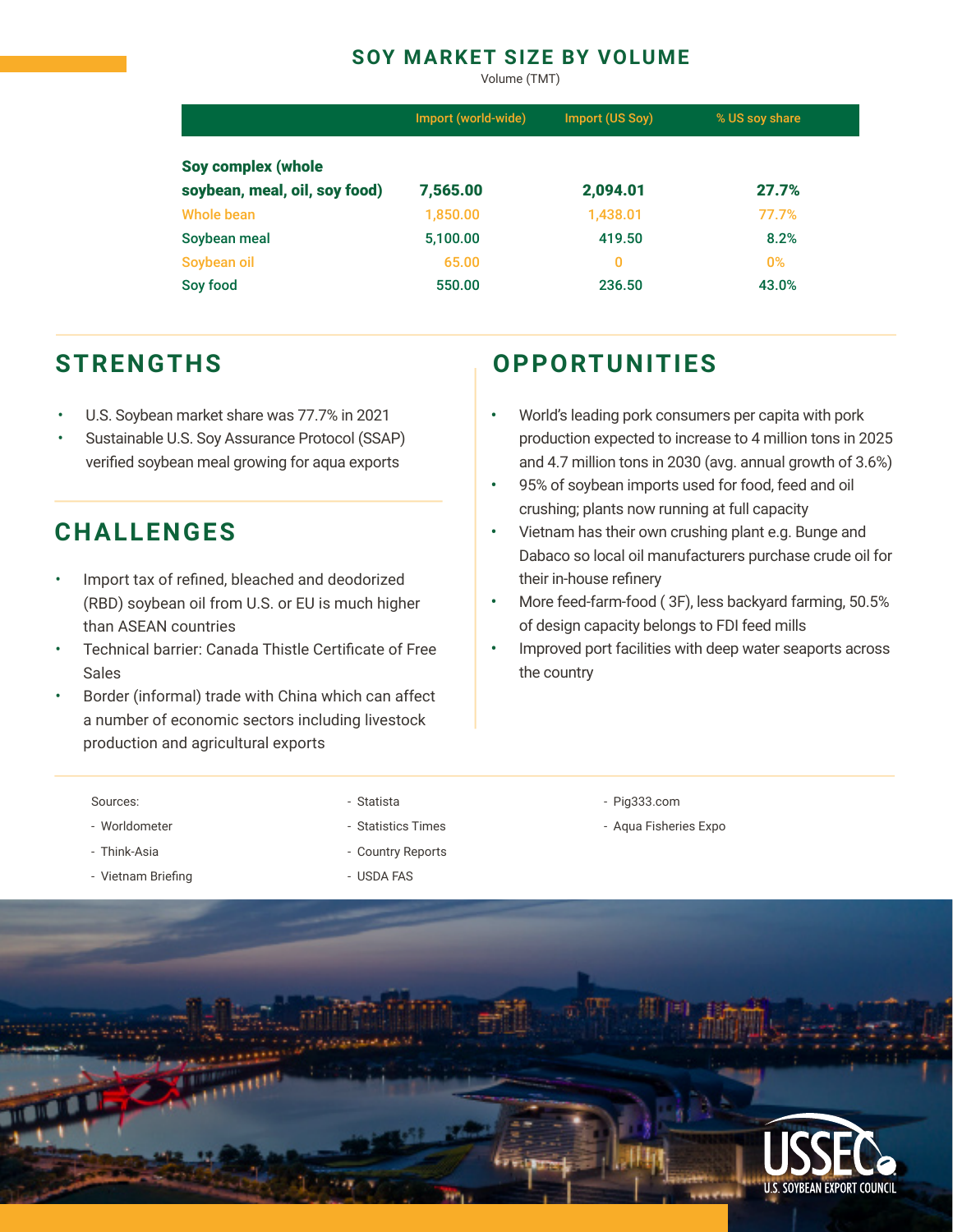## SOY MARKET SIZE BY VOLUME

Volume (TMT)

| | Import (world-wide) | Import (US Soy) | % US soy share |
|---|---|---|---|
| **Soy complex (whole soybean, meal, oil, soy food)** | **7,565.00** | **2,094.01** | **27.7%** |
| Whole bean | 1,850.00 | 1,438.01 | 77.7% |
| Soybean meal | 5,100.00 | 419.50 | 8.2% |
| Soybean oil | 65.00 | 0 | 0% |
| Soy food | 550.00 | 236.50 | 43.0% |

## STRENGTHS

- U.S. Soybean market share was 77.7% in 2021
- Sustainable U.S. Soy Assurance Protocol (SSAP) verified soybean meal growing for aqua exports

## CHALLENGES

- Import tax of refined, bleached and deodorized (RBD) soybean oil from U.S. or EU is much higher than ASEAN countries
- Technical barrier: Canada Thistle Certificate of Free Sales
- Border (informal) trade with China which can affect a number of economic sectors including livestock production and agricultural exports

## OPPORTUNITIES

- World's leading pork consumers per capita with pork production expected to increase to 4 million tons in 2025 and 4.7 million tons in 2030 (avg. annual growth of 3.6%)
- 95% of soybean imports used for food, feed and oil crushing; plants now running at full capacity
- Vietnam has their own crushing plant e.g. Bunge and Dabaco so local oil manufacturers purchase crude oil for their in-house refinery
- More feed-farm-food ( 3F), less backyard farming, 50.5% of design capacity belongs to FDI feed mills
- Improved port facilities with deep water seaports across the country

Sources:

- Worldometer
- Think-Asia
- Vietnam Briefing
- Statista
- Statistics Times
- Country Reports
- USDA FAS
- Pig333.com
- Aqua Fisheries Expo

USSEC U.S. SOYBEAN EXPORT COUNCIL